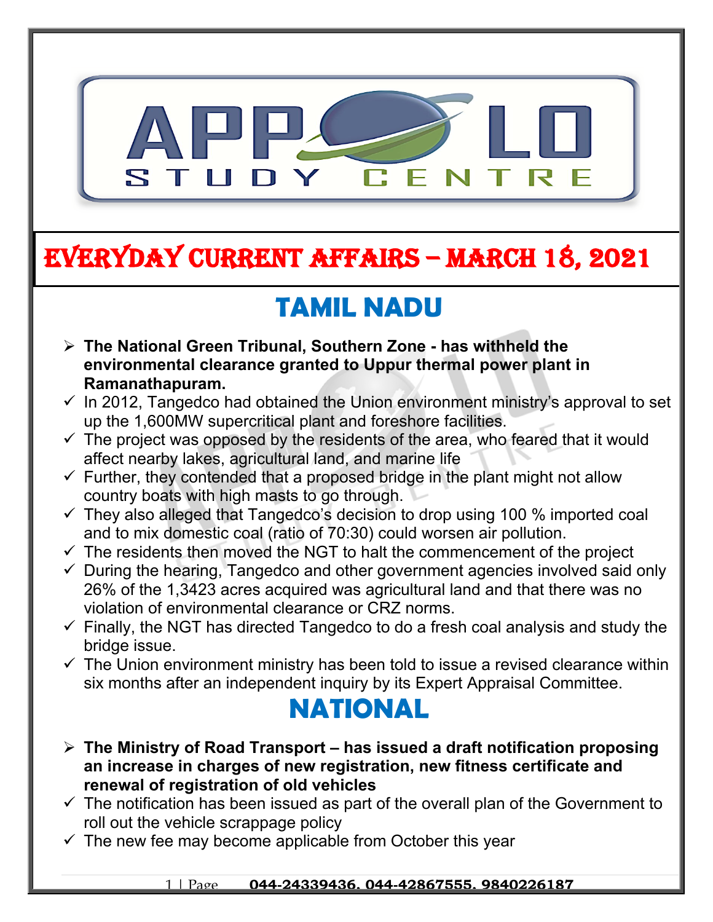# EVERYDAY CURRENT AFFAIRS – MARCH 18, 2021

## TAMIL NADU

- **The National Green Tribunal, Southern Zone - has withheld the environmental clearance granted to Uppur thermal power plant in Ramanathapuram.**
  - In 2012, Tangedco had obtained the Union environment ministry's approval to set up the 1,600MW supercritical plant and foreshore facilities.
  - The project was opposed by the residents of the area, who feared that it would affect nearby lakes, agricultural land, and marine life
  - Further, they contended that a proposed bridge in the plant might not allow country boats with high masts to go through.
  - They also alleged that Tangedco's decision to drop using 100 % imported coal and to mix domestic coal (ratio of 70:30) could worsen air pollution.
  - The residents then moved the NGT to halt the commencement of the project
  - During the hearing, Tangedco and other government agencies involved said only 26% of the 1,3423 acres acquired was agricultural land and that there was no violation of environmental clearance or CRZ norms.
  - Finally, the NGT has directed Tangedco to do a fresh coal analysis and study the bridge issue.
  - The Union environment ministry has been told to issue a revised clearance within six months after an independent inquiry by its Expert Appraisal Committee.

## NATIONAL

- **The Ministry of Road Transport – has issued a draft notification proposing an increase in charges of new registration, new fitness certificate and renewal of registration of old vehicles**
  - The notification has been issued as part of the overall plan of the Government to roll out the vehicle scrappage policy
  - The new fee may become applicable from October this year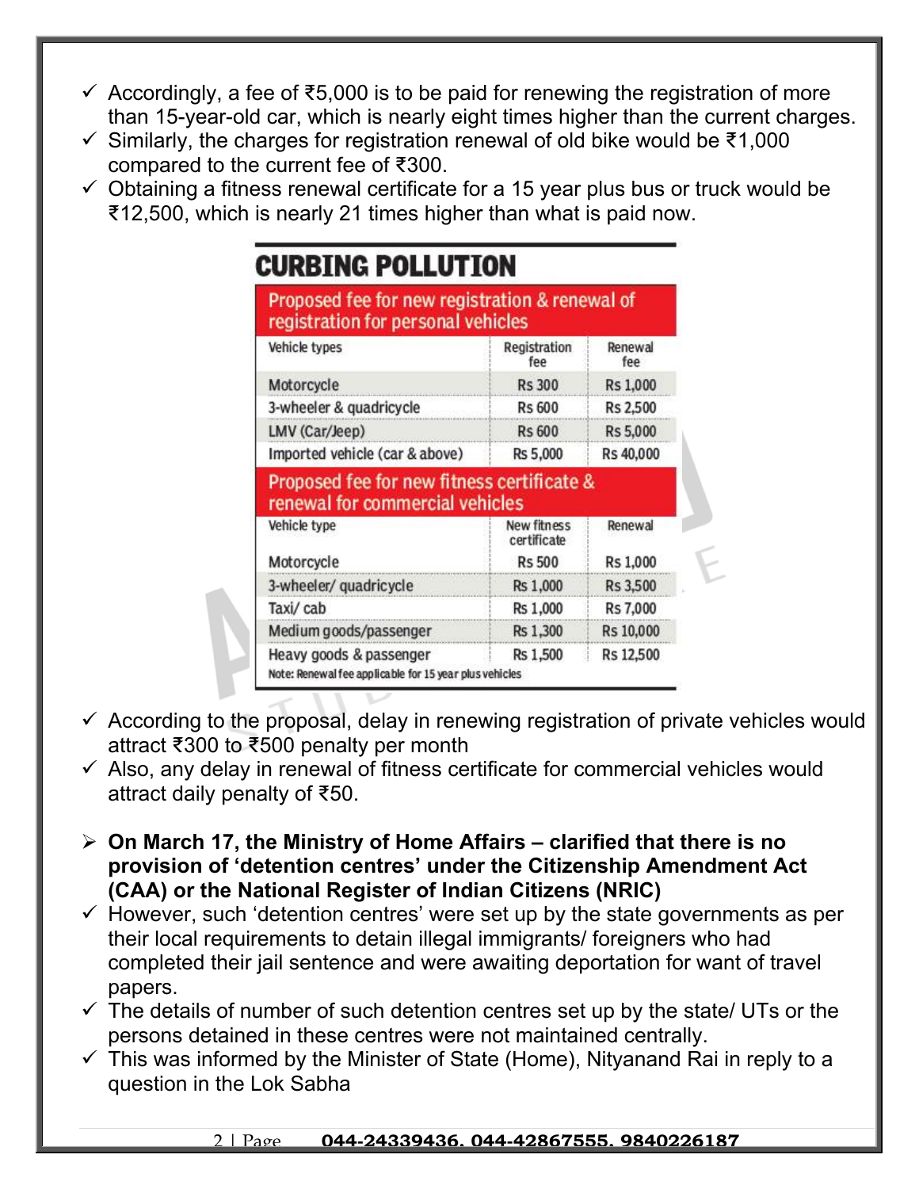- ✓ Accordingly, a fee of ₹5,000 is to be paid for renewing the registration of more than 15-year-old car, which is nearly eight times higher than the current charges.
- ✓ Similarly, the charges for registration renewal of old bike would be ₹1,000 compared to the current fee of ₹300.
- ✓ Obtaining a fitness renewal certificate for a 15 year plus bus or truck would be ₹12,500, which is nearly 21 times higher than what is paid now.

## CURBING POLLUTION

| Proposed fee for new registration & renewal of registration for personal vehicles | | |
|---|---|---|
| Vehicle types | Registration fee | Renewal fee |
| Motorcycle | Rs 300 | Rs 1,000 |
| 3-wheeler & quadricycle | Rs 600 | Rs 2,500 |
| LMV (Car/Jeep) | Rs 600 | Rs 5,000 |
| Imported vehicle (car & above) | Rs 5,000 | Rs 40,000 |
| **Proposed fee for new fitness certificate & renewal for commercial vehicles** | | |
| Vehicle type | New fitness certificate | Renewal |
| Motorcycle | Rs 500 | Rs 1,000 |
| 3-wheeler/ quadricycle | Rs 1,000 | Rs 3,500 |
| Taxi/ cab | Rs 1,000 | Rs 7,000 |
| Medium goods/passenger | Rs 1,300 | Rs 10,000 |
| Heavy goods & passenger | Rs 1,500 | Rs 12,500 |

Note: Renewal fee applicable for 15 year plus vehicles

- ✓ According to the proposal, delay in renewing registration of private vehicles would attract ₹300 to ₹500 penalty per month
- ✓ Also, any delay in renewal of fitness certificate for commercial vehicles would attract daily penalty of ₹50.

- **On March 17, the Ministry of Home Affairs – clarified that there is no provision of 'detention centres' under the Citizenship Amendment Act (CAA) or the National Register of Indian Citizens (NRIC)**
- ✓ However, such 'detention centres' were set up by the state governments as per their local requirements to detain illegal immigrants/ foreigners who had completed their jail sentence and were awaiting deportation for want of travel papers.
- ✓ The details of number of such detention centres set up by the state/ UTs or the persons detained in these centres were not maintained centrally.
- ✓ This was informed by the Minister of State (Home), Nityanand Rai in reply to a question in the Lok Sabha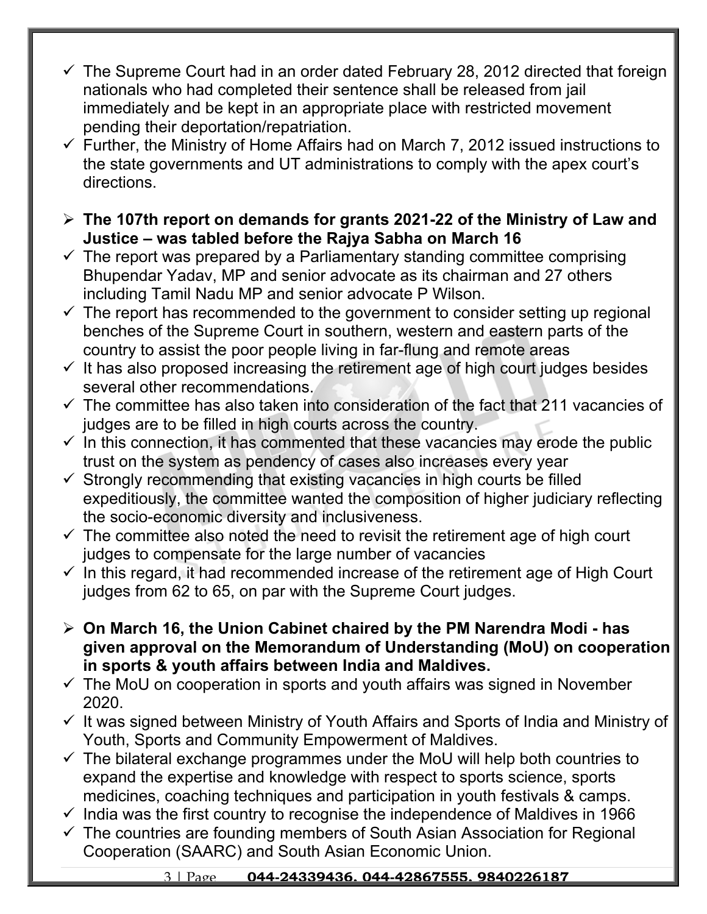- ✓ The Supreme Court had in an order dated February 28, 2012 directed that foreign nationals who had completed their sentence shall be released from jail immediately and be kept in an appropriate place with restricted movement pending their deportation/repatriation.
- ✓ Further, the Ministry of Home Affairs had on March 7, 2012 issued instructions to the state governments and UT administrations to comply with the apex court's directions.

➢ **The 107th report on demands for grants 2021-22 of the Ministry of Law and Justice – was tabled before the Rajya Sabha on March 16**

- ✓ The report was prepared by a Parliamentary standing committee comprising Bhupendar Yadav, MP and senior advocate as its chairman and 27 others including Tamil Nadu MP and senior advocate P Wilson.
- ✓ The report has recommended to the government to consider setting up regional benches of the Supreme Court in southern, western and eastern parts of the country to assist the poor people living in far-flung and remote areas
- ✓ It has also proposed increasing the retirement age of high court judges besides several other recommendations.
- ✓ The committee has also taken into consideration of the fact that 211 vacancies of judges are to be filled in high courts across the country.
- ✓ In this connection, it has commented that these vacancies may erode the public trust on the system as pendency of cases also increases every year
- ✓ Strongly recommending that existing vacancies in high courts be filled expeditiously, the committee wanted the composition of higher judiciary reflecting the socio-economic diversity and inclusiveness.
- ✓ The committee also noted the need to revisit the retirement age of high court judges to compensate for the large number of vacancies
- ✓ In this regard, it had recommended increase of the retirement age of High Court judges from 62 to 65, on par with the Supreme Court judges.

➢ **On March 16, the Union Cabinet chaired by the PM Narendra Modi - has given approval on the Memorandum of Understanding (MoU) on cooperation in sports & youth affairs between India and Maldives.**

- ✓ The MoU on cooperation in sports and youth affairs was signed in November 2020.
- ✓ It was signed between Ministry of Youth Affairs and Sports of India and Ministry of Youth, Sports and Community Empowerment of Maldives.
- ✓ The bilateral exchange programmes under the MoU will help both countries to expand the expertise and knowledge with respect to sports science, sports medicines, coaching techniques and participation in youth festivals & camps.
- ✓ India was the first country to recognise the independence of Maldives in 1966
- ✓ The countries are founding members of South Asian Association for Regional Cooperation (SAARC) and South Asian Economic Union.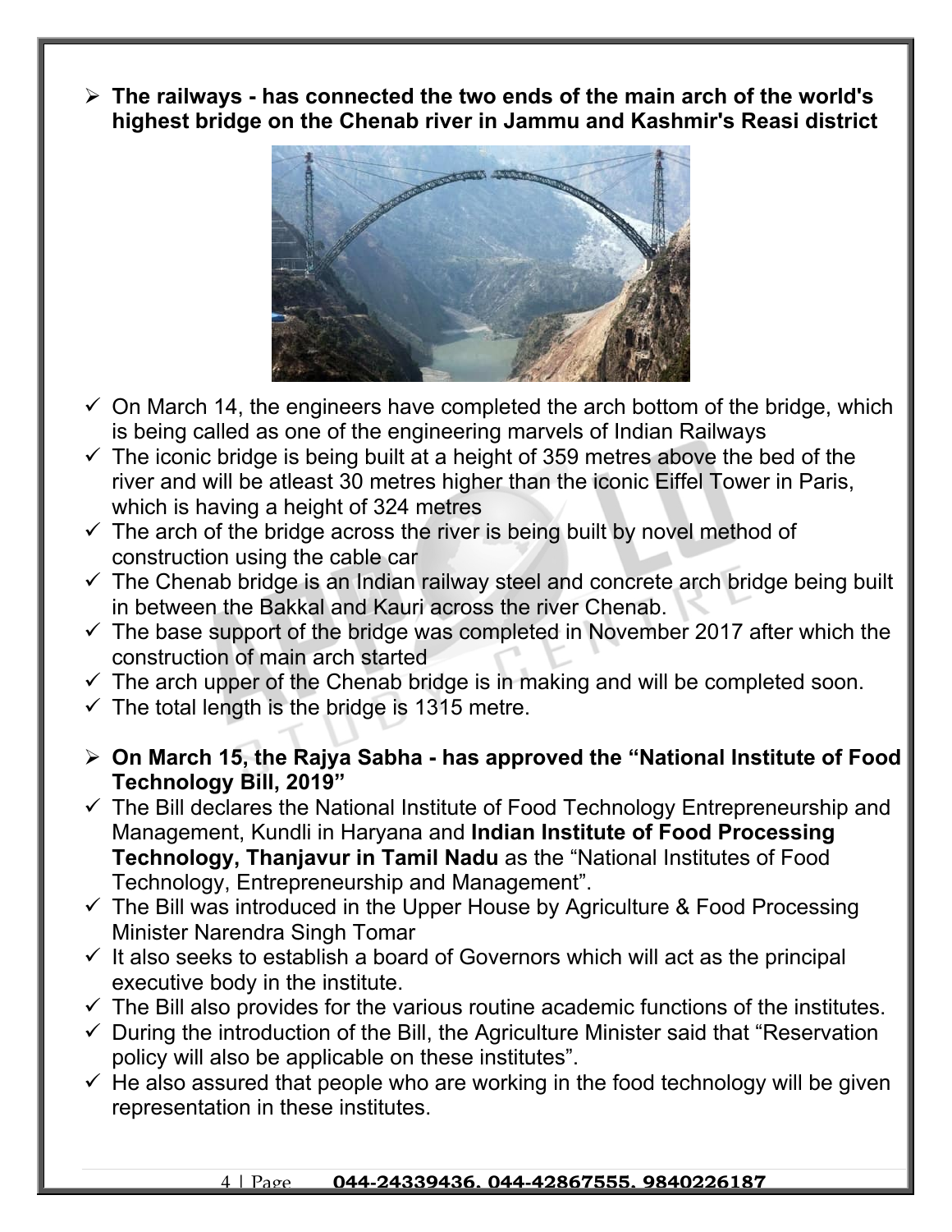- **The railways - has connected the two ends of the main arch of the world's highest bridge on the Chenab river in Jammu and Kashmir's Reasi district**

  - On March 14, the engineers have completed the arch bottom of the bridge, which is being called as one of the engineering marvels of Indian Railways
  - The iconic bridge is being built at a height of 359 metres above the bed of the river and will be atleast 30 metres higher than the iconic Eiffel Tower in Paris, which is having a height of 324 metres
  - The arch of the bridge across the river is being built by novel method of construction using the cable car
  - The Chenab bridge is an Indian railway steel and concrete arch bridge being built in between the Bakkal and Kauri across the river Chenab.
  - The base support of the bridge was completed in November 2017 after which the construction of main arch started
  - The arch upper of the Chenab bridge is in making and will be completed soon.
  - The total length is the bridge is 1315 metre.

- **On March 15, the Rajya Sabha - has approved the "National Institute of Food Technology Bill, 2019"**
  - The Bill declares the National Institute of Food Technology Entrepreneurship and Management, Kundli in Haryana and **Indian Institute of Food Processing Technology, Thanjavur in Tamil Nadu** as the "National Institutes of Food Technology, Entrepreneurship and Management".
  - The Bill was introduced in the Upper House by Agriculture & Food Processing Minister Narendra Singh Tomar
  - It also seeks to establish a board of Governors which will act as the principal executive body in the institute.
  - The Bill also provides for the various routine academic functions of the institutes.
  - During the introduction of the Bill, the Agriculture Minister said that "Reservation policy will also be applicable on these institutes".
  - He also assured that people who are working in the food technology will be given representation in these institutes.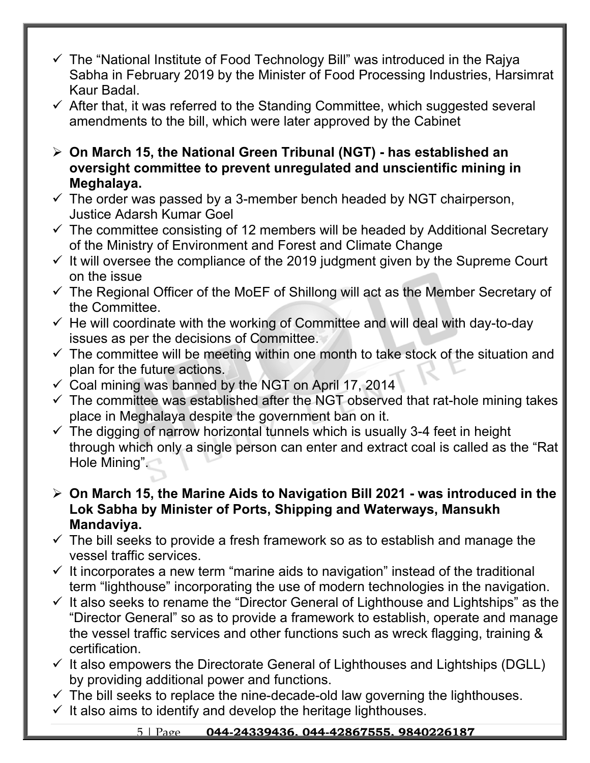- ✓ The "National Institute of Food Technology Bill" was introduced in the Rajya Sabha in February 2019 by the Minister of Food Processing Industries, Harsimrat Kaur Badal.
- ✓ After that, it was referred to the Standing Committee, which suggested several amendments to the bill, which were later approved by the Cabinet

➢ **On March 15, the National Green Tribunal (NGT) - has established an oversight committee to prevent unregulated and unscientific mining in Meghalaya.**

- ✓ The order was passed by a 3-member bench headed by NGT chairperson, Justice Adarsh Kumar Goel
- ✓ The committee consisting of 12 members will be headed by Additional Secretary of the Ministry of Environment and Forest and Climate Change
- ✓ It will oversee the compliance of the 2019 judgment given by the Supreme Court on the issue
- ✓ The Regional Officer of the MoEF of Shillong will act as the Member Secretary of the Committee.
- ✓ He will coordinate with the working of Committee and will deal with day-to-day issues as per the decisions of Committee.
- ✓ The committee will be meeting within one month to take stock of the situation and plan for the future actions.
- ✓ Coal mining was banned by the NGT on April 17, 2014
- ✓ The committee was established after the NGT observed that rat-hole mining takes place in Meghalaya despite the government ban on it.
- ✓ The digging of narrow horizontal tunnels which is usually 3-4 feet in height through which only a single person can enter and extract coal is called as the "Rat Hole Mining".

➢ **On March 15, the Marine Aids to Navigation Bill 2021 - was introduced in the Lok Sabha by Minister of Ports, Shipping and Waterways, Mansukh Mandaviya.**

- ✓ The bill seeks to provide a fresh framework so as to establish and manage the vessel traffic services.
- ✓ It incorporates a new term "marine aids to navigation" instead of the traditional term "lighthouse" incorporating the use of modern technologies in the navigation.
- ✓ It also seeks to rename the "Director General of Lighthouse and Lightships" as the "Director General" so as to provide a framework to establish, operate and manage the vessel traffic services and other functions such as wreck flagging, training & certification.
- ✓ It also empowers the Directorate General of Lighthouses and Lightships (DGLL) by providing additional power and functions.
- ✓ The bill seeks to replace the nine-decade-old law governing the lighthouses.
- ✓ It also aims to identify and develop the heritage lighthouses.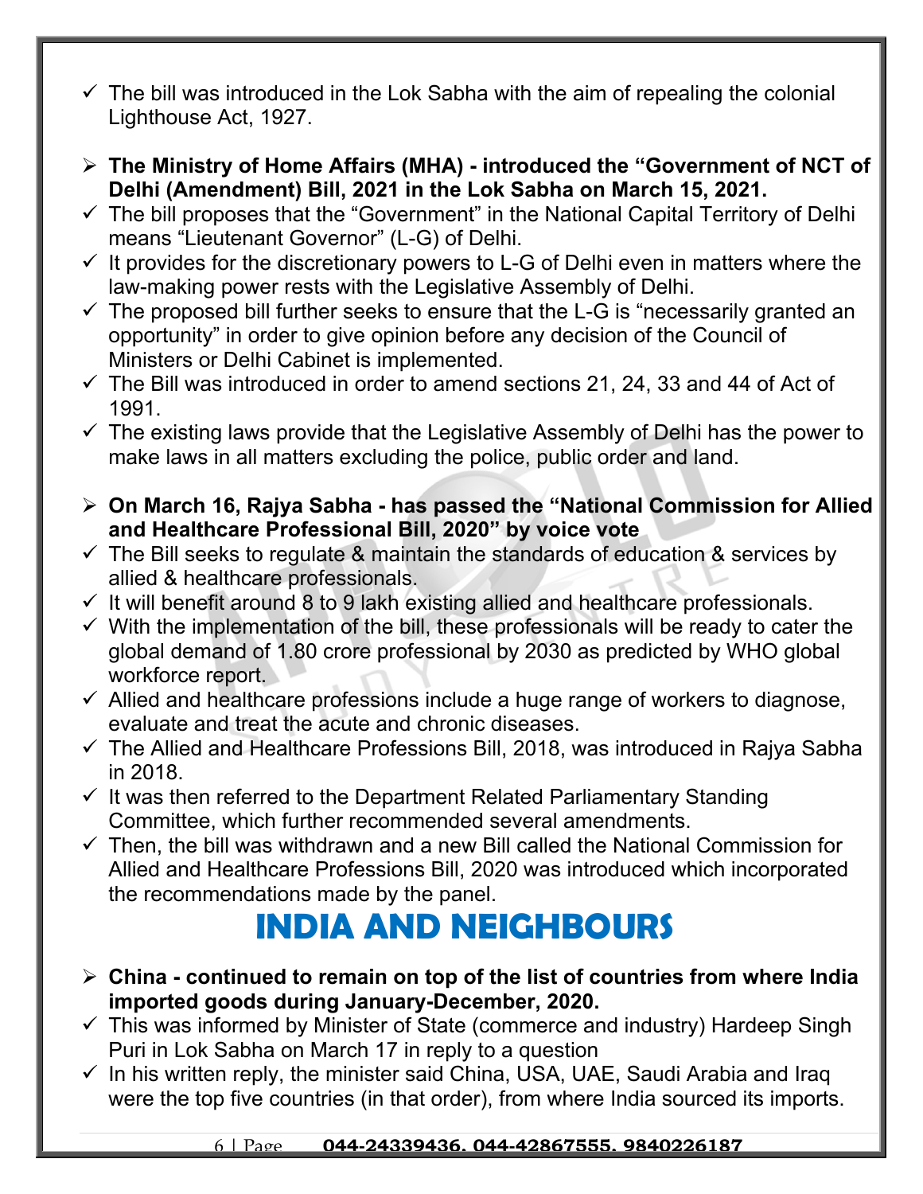- ✓ The bill was introduced in the Lok Sabha with the aim of repealing the colonial Lighthouse Act, 1927.

- ➢ **The Ministry of Home Affairs (MHA) - introduced the "Government of NCT of Delhi (Amendment) Bill, 2021 in the Lok Sabha on March 15, 2021.**
- ✓ The bill proposes that the "Government" in the National Capital Territory of Delhi means "Lieutenant Governor" (L-G) of Delhi.
- ✓ It provides for the discretionary powers to L-G of Delhi even in matters where the law-making power rests with the Legislative Assembly of Delhi.
- ✓ The proposed bill further seeks to ensure that the L-G is "necessarily granted an opportunity" in order to give opinion before any decision of the Council of Ministers or Delhi Cabinet is implemented.
- ✓ The Bill was introduced in order to amend sections 21, 24, 33 and 44 of Act of 1991.
- ✓ The existing laws provide that the Legislative Assembly of Delhi has the power to make laws in all matters excluding the police, public order and land.

- ➢ **On March 16, Rajya Sabha - has passed the "National Commission for Allied and Healthcare Professional Bill, 2020" by voice vote**
- ✓ The Bill seeks to regulate & maintain the standards of education & services by allied & healthcare professionals.
- ✓ It will benefit around 8 to 9 lakh existing allied and healthcare professionals.
- ✓ With the implementation of the bill, these professionals will be ready to cater the global demand of 1.80 crore professional by 2030 as predicted by WHO global workforce report.
- ✓ Allied and healthcare professions include a huge range of workers to diagnose, evaluate and treat the acute and chronic diseases.
- ✓ The Allied and Healthcare Professions Bill, 2018, was introduced in Rajya Sabha in 2018.
- ✓ It was then referred to the Department Related Parliamentary Standing Committee, which further recommended several amendments.
- ✓ Then, the bill was withdrawn and a new Bill called the National Commission for Allied and Healthcare Professions Bill, 2020 was introduced which incorporated the recommendations made by the panel.

# INDIA AND NEIGHBOURS

- ➢ **China - continued to remain on top of the list of countries from where India imported goods during January-December, 2020.**
- ✓ This was informed by Minister of State (commerce and industry) Hardeep Singh Puri in Lok Sabha on March 17 in reply to a question
- ✓ In his written reply, the minister said China, USA, UAE, Saudi Arabia and Iraq were the top five countries (in that order), from where India sourced its imports.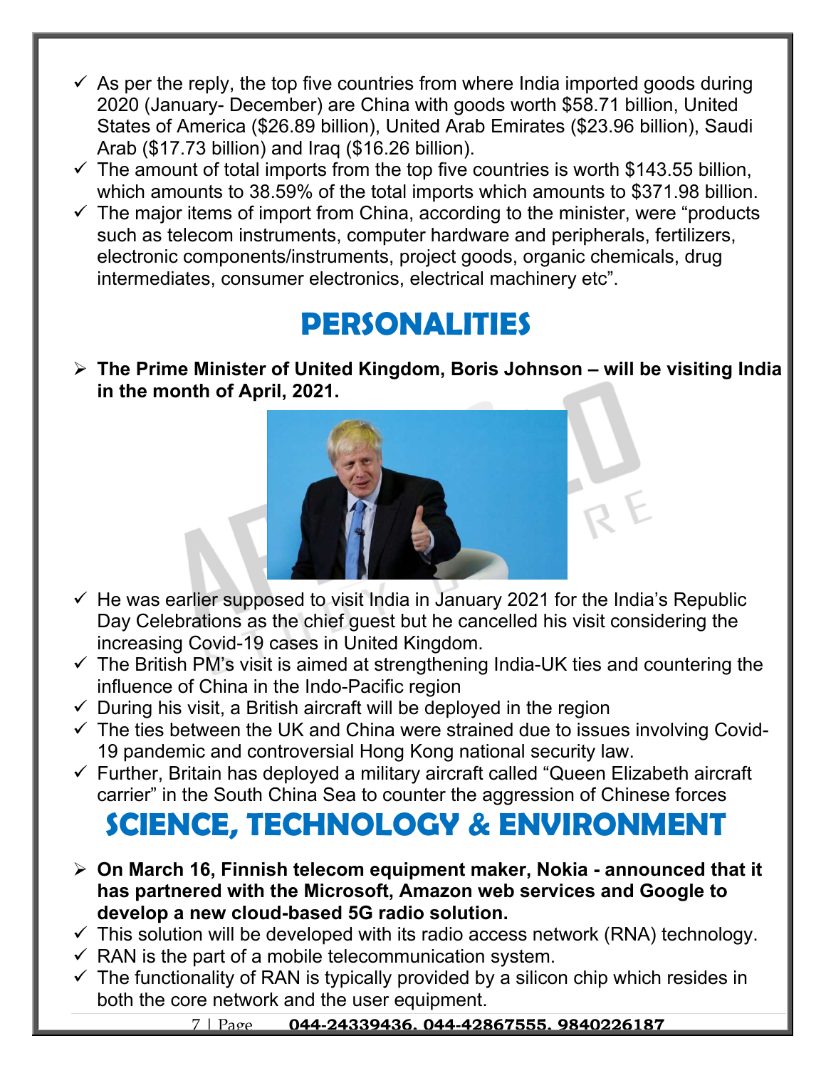- ✓ As per the reply, the top five countries from where India imported goods during 2020 (January- December) are China with goods worth $58.71 billion, United States of America ($26.89 billion), United Arab Emirates ($23.96 billion), Saudi Arab ($17.73 billion) and Iraq ($16.26 billion).
- ✓ The amount of total imports from the top five countries is worth $143.55 billion, which amounts to 38.59% of the total imports which amounts to $371.98 billion.
- ✓ The major items of import from China, according to the minister, were "products such as telecom instruments, computer hardware and peripherals, fertilizers, electronic components/instruments, project goods, organic chemicals, drug intermediates, consumer electronics, electrical machinery etc".

# PERSONALITIES

- **The Prime Minister of United Kingdom, Boris Johnson – will be visiting India in the month of April, 2021.**

- ✓ He was earlier supposed to visit India in January 2021 for the India's Republic Day Celebrations as the chief guest but he cancelled his visit considering the increasing Covid-19 cases in United Kingdom.
- ✓ The British PM's visit is aimed at strengthening India-UK ties and countering the influence of China in the Indo-Pacific region
- ✓ During his visit, a British aircraft will be deployed in the region
- ✓ The ties between the UK and China were strained due to issues involving Covid-19 pandemic and controversial Hong Kong national security law.
- ✓ Further, Britain has deployed a military aircraft called "Queen Elizabeth aircraft carrier" in the South China Sea to counter the aggression of Chinese forces

# SCIENCE, TECHNOLOGY & ENVIRONMENT

- **On March 16, Finnish telecom equipment maker, Nokia - announced that it has partnered with the Microsoft, Amazon web services and Google to develop a new cloud-based 5G radio solution.**
- ✓ This solution will be developed with its radio access network (RNA) technology.
- ✓ RAN is the part of a mobile telecommunication system.
- ✓ The functionality of RAN is typically provided by a silicon chip which resides in both the core network and the user equipment.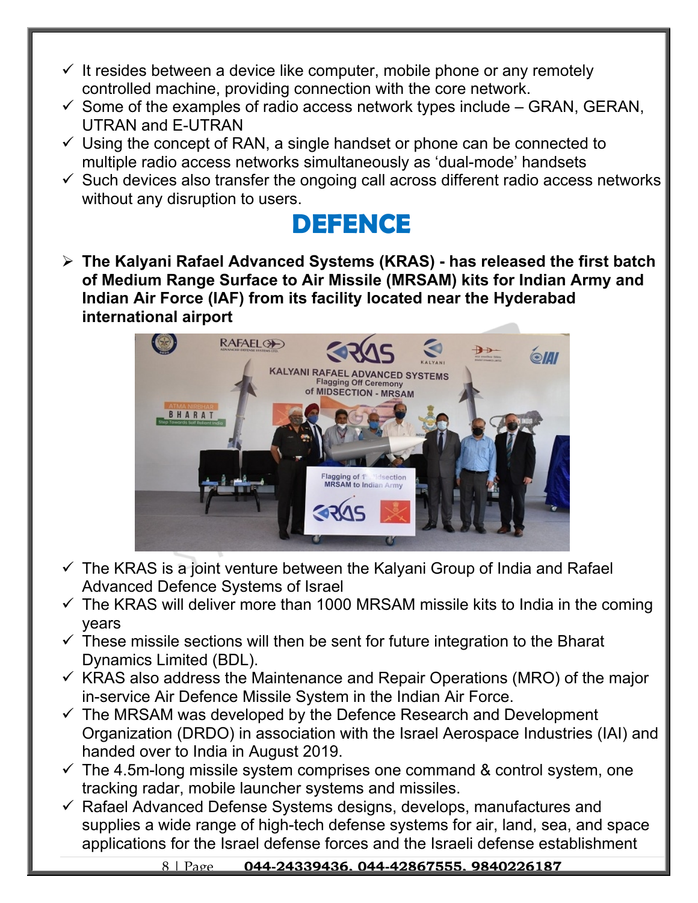- ✓ It resides between a device like computer, mobile phone or any remotely controlled machine, providing connection with the core network.
- ✓ Some of the examples of radio access network types include – GRAN, GERAN, UTRAN and E-UTRAN
- ✓ Using the concept of RAN, a single handset or phone can be connected to multiple radio access networks simultaneously as 'dual-mode' handsets
- ✓ Such devices also transfer the ongoing call across different radio access networks without any disruption to users.

# DEFENCE

- **The Kalyani Rafael Advanced Systems (KRAS) - has released the first batch of Medium Range Surface to Air Missile (MRSAM) kits for Indian Army and Indian Air Force (IAF) from its facility located near the Hyderabad international airport**

- ✓ The KRAS is a joint venture between the Kalyani Group of India and Rafael Advanced Defence Systems of Israel
- ✓ The KRAS will deliver more than 1000 MRSAM missile kits to India in the coming years
- ✓ These missile sections will then be sent for future integration to the Bharat Dynamics Limited (BDL).
- ✓ KRAS also address the Maintenance and Repair Operations (MRO) of the major in-service Air Defence Missile System in the Indian Air Force.
- ✓ The MRSAM was developed by the Defence Research and Development Organization (DRDO) in association with the Israel Aerospace Industries (IAI) and handed over to India in August 2019.
- ✓ The 4.5m-long missile system comprises one command & control system, one tracking radar, mobile launcher systems and missiles.
- ✓ Rafael Advanced Defense Systems designs, develops, manufactures and supplies a wide range of high-tech defense systems for air, land, sea, and space applications for the Israel defense forces and the Israeli defense establishment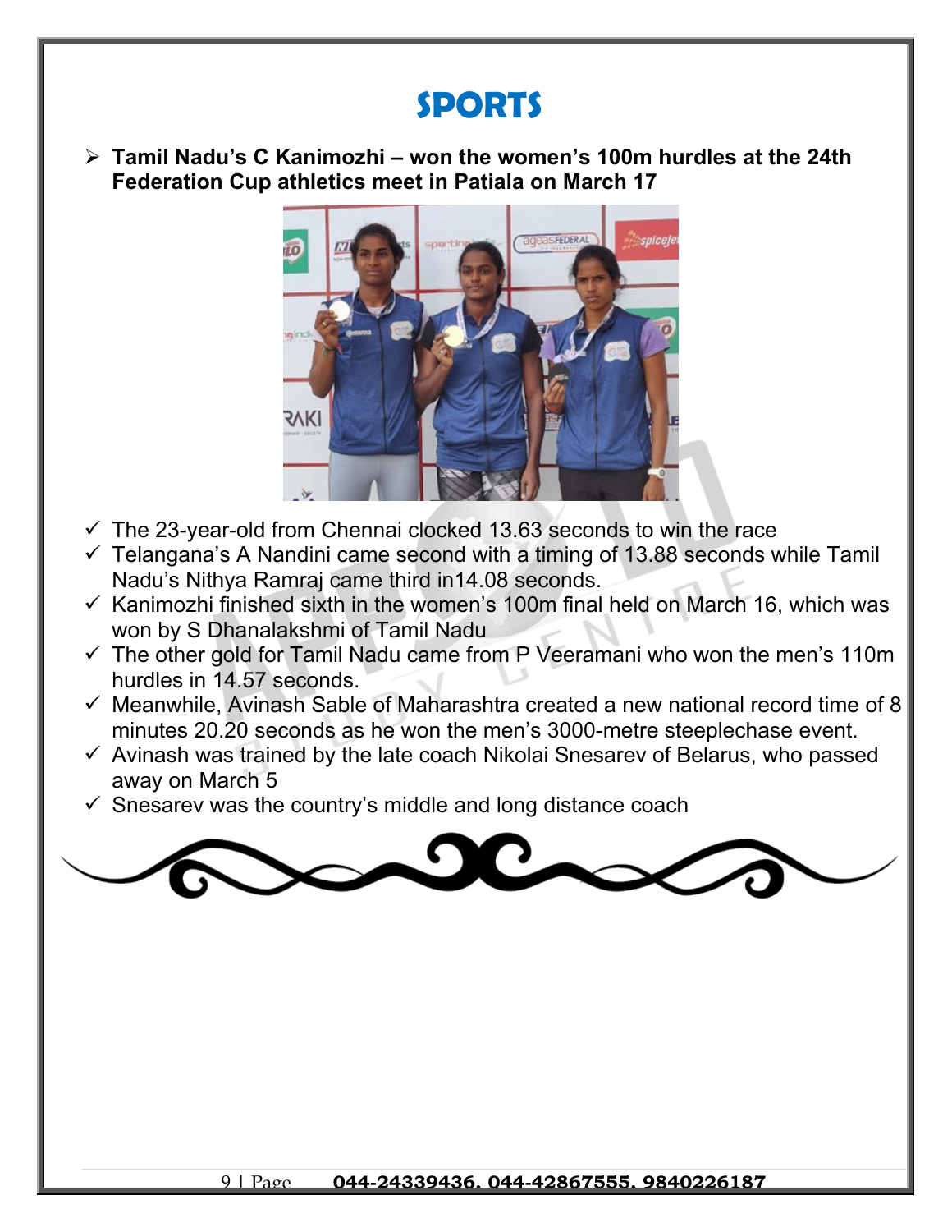# SPORTS

- **Tamil Nadu's C Kanimozhi – won the women's 100m hurdles at the 24th Federation Cup athletics meet in Patiala on March 17**

  - ✓ The 23-year-old from Chennai clocked 13.63 seconds to win the race
  - ✓ Telangana's A Nandini came second with a timing of 13.88 seconds while Tamil Nadu's Nithya Ramraj came third in14.08 seconds.
  - ✓ Kanimozhi finished sixth in the women's 100m final held on March 16, which was won by S Dhanalakshmi of Tamil Nadu
  - ✓ The other gold for Tamil Nadu came from P Veeramani who won the men's 110m hurdles in 14.57 seconds.
  - ✓ Meanwhile, Avinash Sable of Maharashtra created a new national record time of 8 minutes 20.20 seconds as he won the men's 3000-metre steeplechase event.
  - ✓ Avinash was trained by the late coach Nikolai Snesarev of Belarus, who passed away on March 5
  - ✓ Snesarev was the country's middle and long distance coach